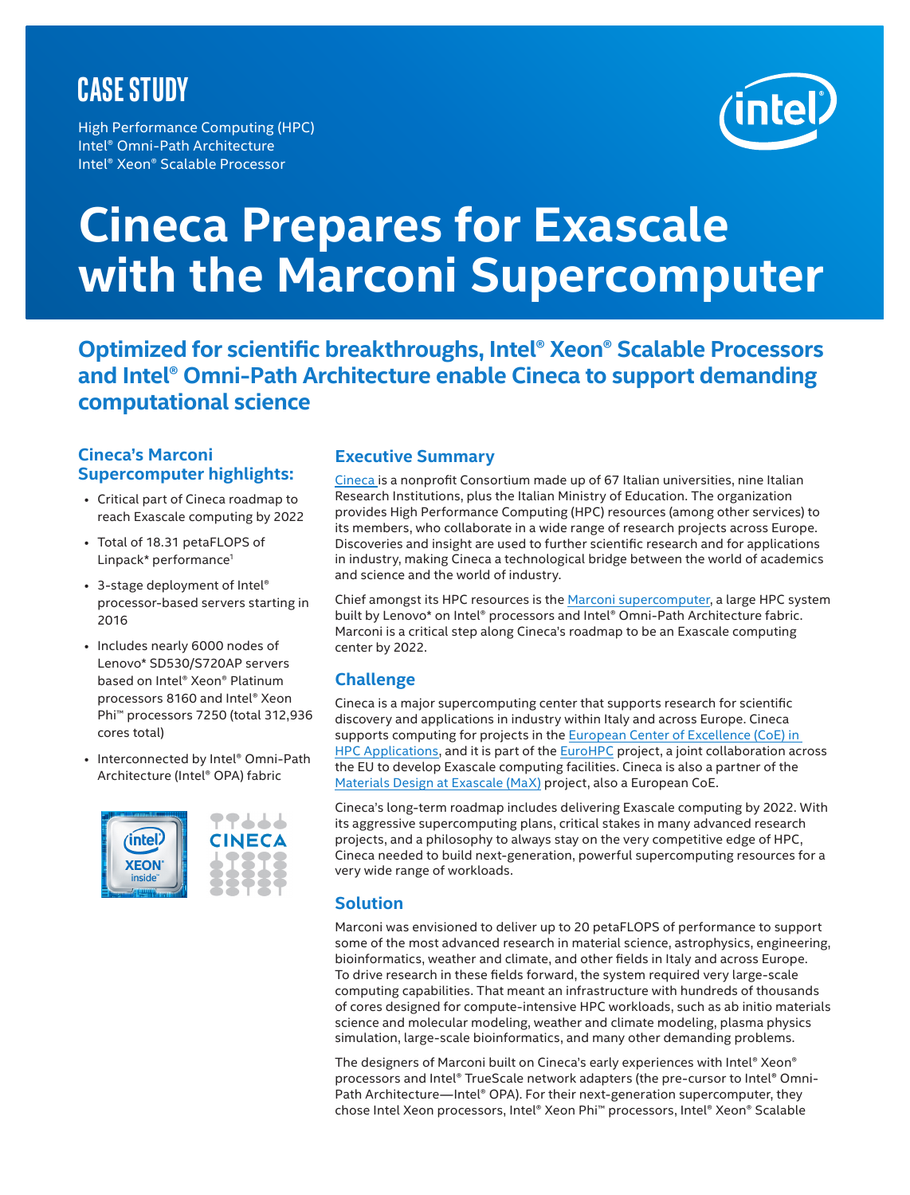CASE STUDY

High Performance Computing (HPC)
Intel® Omni-Path Architecture
Intel® Xeon® Scalable Processor

# Cineca Prepares for Exascale with the Marconi Supercomputer

## Optimized for scientific breakthroughs, Intel® Xeon® Scalable Processors and Intel® Omni-Path Architecture enable Cineca to support demanding computational science

### Cineca's Marconi Supercomputer highlights:

- Critical part of Cineca roadmap to reach Exascale computing by 2022
- Total of 18.31 petaFLOPS of Linpack* performance[1]
- 3-stage deployment of Intel® processor-based servers starting in 2016
- Includes nearly 6000 nodes of Lenovo* SD530/S720AP servers based on Intel® Xeon® Platinum processors 8160 and Intel® Xeon Phi™ processors 7250 (total 312,936 cores total)
- Interconnected by Intel® Omni-Path Architecture (Intel® OPA) fabric

### Executive Summary

Cineca is a nonprofit Consortium made up of 67 Italian universities, nine Italian Research Institutions, plus the Italian Ministry of Education. The organization provides High Performance Computing (HPC) resources (among other services) to its members, who collaborate in a wide range of research projects across Europe. Discoveries and insight are used to further scientific research and for applications in industry, making Cineca a technological bridge between the world of academics and science and the world of industry.

Chief amongst its HPC resources is the Marconi supercomputer, a large HPC system built by Lenovo* on Intel® processors and Intel® Omni-Path Architecture fabric. Marconi is a critical step along Cineca's roadmap to be an Exascale computing center by 2022.

### Challenge

Cineca is a major supercomputing center that supports research for scientific discovery and applications in industry within Italy and across Europe. Cineca supports computing for projects in the European Center of Excellence (CoE) in HPC Applications, and it is part of the EuroHPC project, a joint collaboration across the EU to develop Exascale computing facilities. Cineca is also a partner of the Materials Design at Exascale (MaX) project, also a European CoE.

Cineca's long-term roadmap includes delivering Exascale computing by 2022. With its aggressive supercomputing plans, critical stakes in many advanced research projects, and a philosophy to always stay on the very competitive edge of HPC, Cineca needed to build next-generation, powerful supercomputing resources for a very wide range of workloads.

### Solution

Marconi was envisioned to deliver up to 20 petaFLOPS of performance to support some of the most advanced research in material science, astrophysics, engineering, bioinformatics, weather and climate, and other fields in Italy and across Europe. To drive research in these fields forward, the system required very large-scale computing capabilities. That meant an infrastructure with hundreds of thousands of cores designed for compute-intensive HPC workloads, such as ab initio materials science and molecular modeling, weather and climate modeling, plasma physics simulation, large-scale bioinformatics, and many other demanding problems.

The designers of Marconi built on Cineca's early experiences with Intel® Xeon® processors and Intel® TrueScale network adapters (the pre-cursor to Intel® Omni-Path Architecture—Intel® OPA). For their next-generation supercomputer, they chose Intel Xeon processors, Intel® Xeon Phi™ processors, Intel® Xeon® Scalable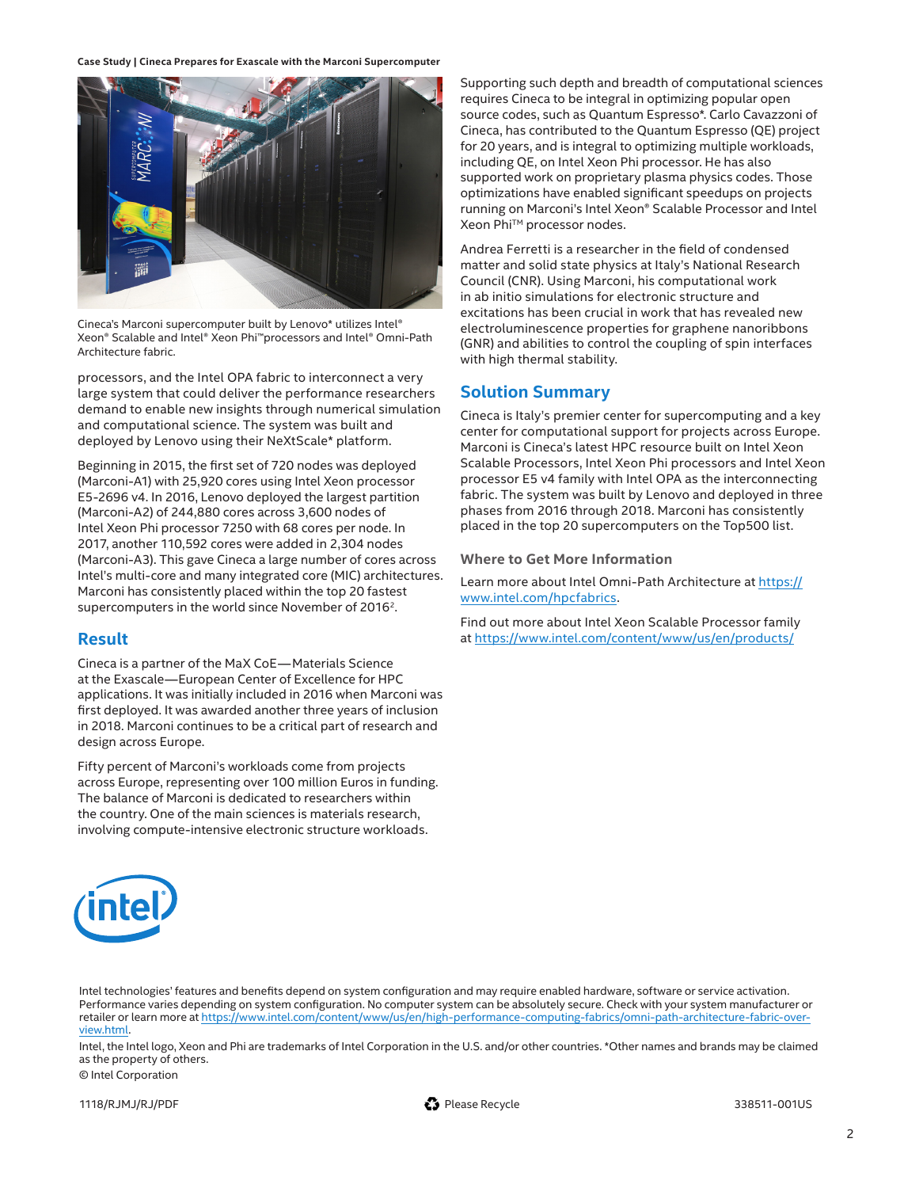Cineca's Marconi supercomputer built by Lenovo* utilizes Intel® Xeon® Scalable and Intel® Xeon Phi™ processors and Intel® Omni-Path Architecture fabric.

processors, and the Intel OPA fabric to interconnect a very large system that could deliver the performance researchers demand to enable new insights through numerical simulation and computational science. The system was built and deployed by Lenovo using their NeXtScale* platform.

Beginning in 2015, the first set of 720 nodes was deployed (Marconi-A1) with 25,920 cores using Intel Xeon processor E5-2696 v4. In 2016, Lenovo deployed the largest partition (Marconi-A2) of 244,880 cores across 3,600 nodes of Intel Xeon Phi processor 7250 with 68 cores per node. In 2017, another 110,592 cores were added in 2,304 nodes (Marconi-A3). This gave Cineca a large number of cores across Intel's multi-core and many integrated core (MIC) architectures. Marconi has consistently placed within the top 20 fastest supercomputers in the world since November of 2016[2].

## Result

Cineca is a partner of the MaX CoE—Materials Science at the Exascale—European Center of Excellence for HPC applications. It was initially included in 2016 when Marconi was first deployed. It was awarded another three years of inclusion in 2018. Marconi continues to be a critical part of research and design across Europe.

Fifty percent of Marconi's workloads come from projects across Europe, representing over 100 million Euros in funding. The balance of Marconi is dedicated to researchers within the country. One of the main sciences is materials research, involving compute-intensive electronic structure workloads.

Supporting such depth and breadth of computational sciences requires Cineca to be integral in optimizing popular open source codes, such as Quantum Espresso*. Carlo Cavazzoni of Cineca, has contributed to the Quantum Espresso (QE) project for 20 years, and is integral to optimizing multiple workloads, including QE, on Intel Xeon Phi processor. He has also supported work on proprietary plasma physics codes. Those optimizations have enabled significant speedups on projects running on Marconi's Intel Xeon® Scalable Processor and Intel Xeon Phi™ processor nodes.

Andrea Ferretti is a researcher in the field of condensed matter and solid state physics at Italy's National Research Council (CNR). Using Marconi, his computational work in ab initio simulations for electronic structure and excitations has been crucial in work that has revealed new electroluminescence properties for graphene nanoribbons (GNR) and abilities to control the coupling of spin interfaces with high thermal stability.

## Solution Summary

Cineca is Italy's premier center for supercomputing and a key center for computational support for projects across Europe. Marconi is Cineca's latest HPC resource built on Intel Xeon Scalable Processors, Intel Xeon Phi processors and Intel Xeon processor E5 v4 family with Intel OPA as the interconnecting fabric. The system was built by Lenovo and deployed in three phases from 2016 through 2018. Marconi has consistently placed in the top 20 supercomputers on the Top500 list.

### Where to Get More Information

Learn more about Intel Omni-Path Architecture at https://www.intel.com/hpcfabrics.

Find out more about Intel Xeon Scalable Processor family at https://www.intel.com/content/www/us/en/products/

Intel technologies' features and benefits depend on system configuration and may require enabled hardware, software or service activation. Performance varies depending on system configuration. No computer system can be absolutely secure. Check with your system manufacturer or retailer or learn more at https://www.intel.com/content/www/us/en/high-performance-computing-fabrics/omni-path-architecture-fabric-overview.html.

Intel, the Intel logo, Xeon and Phi are trademarks of Intel Corporation in the U.S. and/or other countries. *Other names and brands may be claimed as the property of others.

© Intel Corporation

1118/RJMJ/RJ/PDF Please Recycle 338511-001US